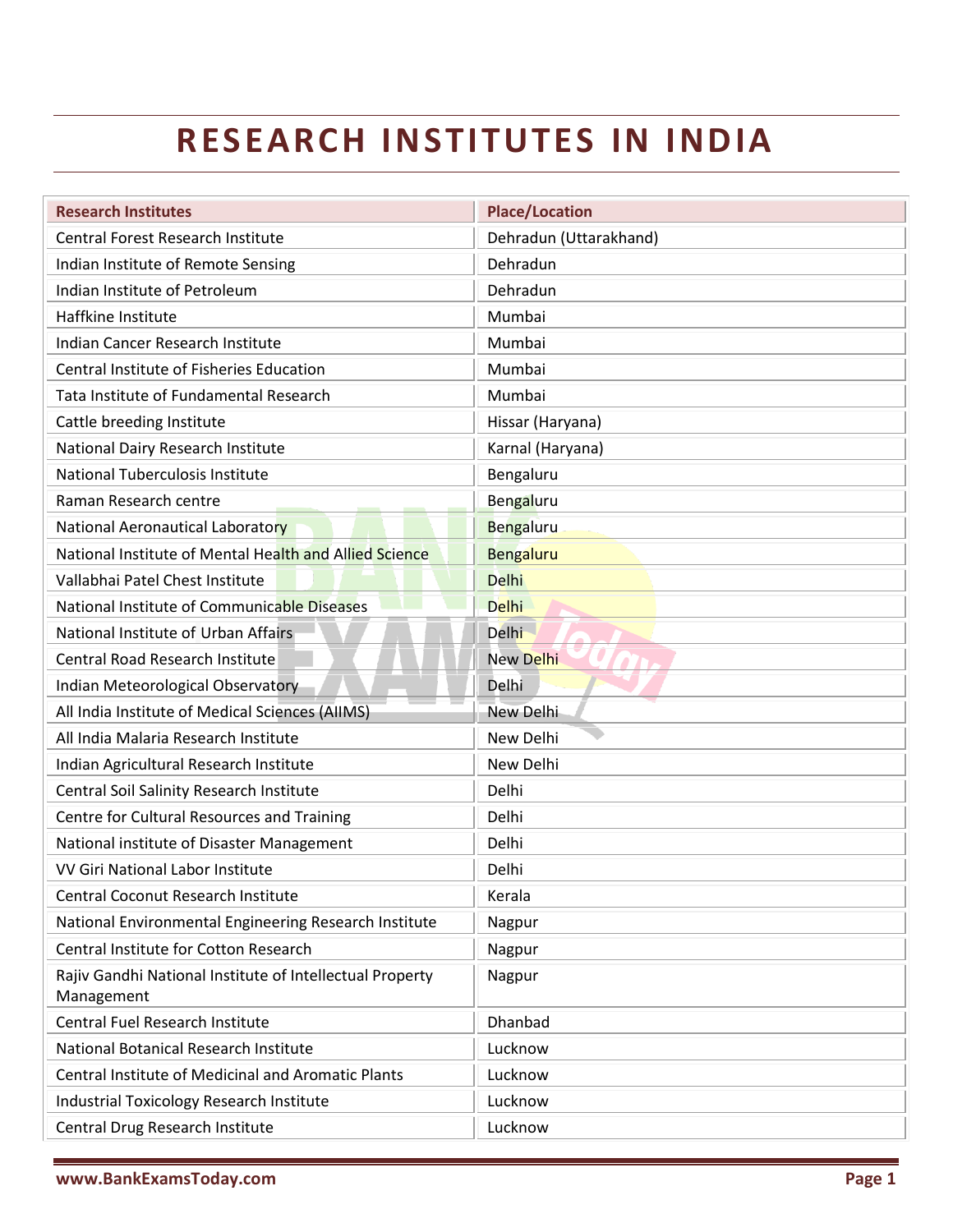# RESEARCH INSTITUTES IN INDIA

| Research Institutes | Place/Location |
|---|---|
| Central Forest Research Institute | Dehradun (Uttarakhand) |
| Indian Institute of Remote Sensing | Dehradun |
| Indian Institute of Petroleum | Dehradun |
| Haffkine Institute | Mumbai |
| Indian Cancer Research Institute | Mumbai |
| Central Institute of Fisheries Education | Mumbai |
| Tata Institute of Fundamental Research | Mumbai |
| Cattle breeding Institute | Hissar (Haryana) |
| National Dairy Research Institute | Karnal (Haryana) |
| National Tuberculosis Institute | Bengaluru |
| Raman Research centre | Bengaluru |
| National Aeronautical Laboratory | Bengaluru |
| National Institute of Mental Health and Allied Science | Bengaluru |
| Vallabhai Patel Chest Institute | Delhi |
| National Institute of Communicable Diseases | Delhi |
| National Institute of Urban Affairs | Delhi |
| Central Road Research Institute | New Delhi |
| Indian Meteorological Observatory | Delhi |
| All India Institute of Medical Sciences (AIIMS) | New Delhi |
| All India Malaria Research Institute | New Delhi |
| Indian Agricultural Research Institute | New Delhi |
| Central Soil Salinity Research Institute | Delhi |
| Centre for Cultural Resources and Training | Delhi |
| National institute of Disaster Management | Delhi |
| VV Giri National Labor Institute | Delhi |
| Central Coconut Research Institute | Kerala |
| National Environmental Engineering Research Institute | Nagpur |
| Central Institute for Cotton Research | Nagpur |
| Rajiv Gandhi National Institute of Intellectual Property Management | Nagpur |
| Central Fuel Research Institute | Dhanbad |
| National Botanical Research Institute | Lucknow |
| Central Institute of Medicinal and Aromatic Plants | Lucknow |
| Industrial Toxicology Research Institute | Lucknow |
| Central Drug Research Institute | Lucknow |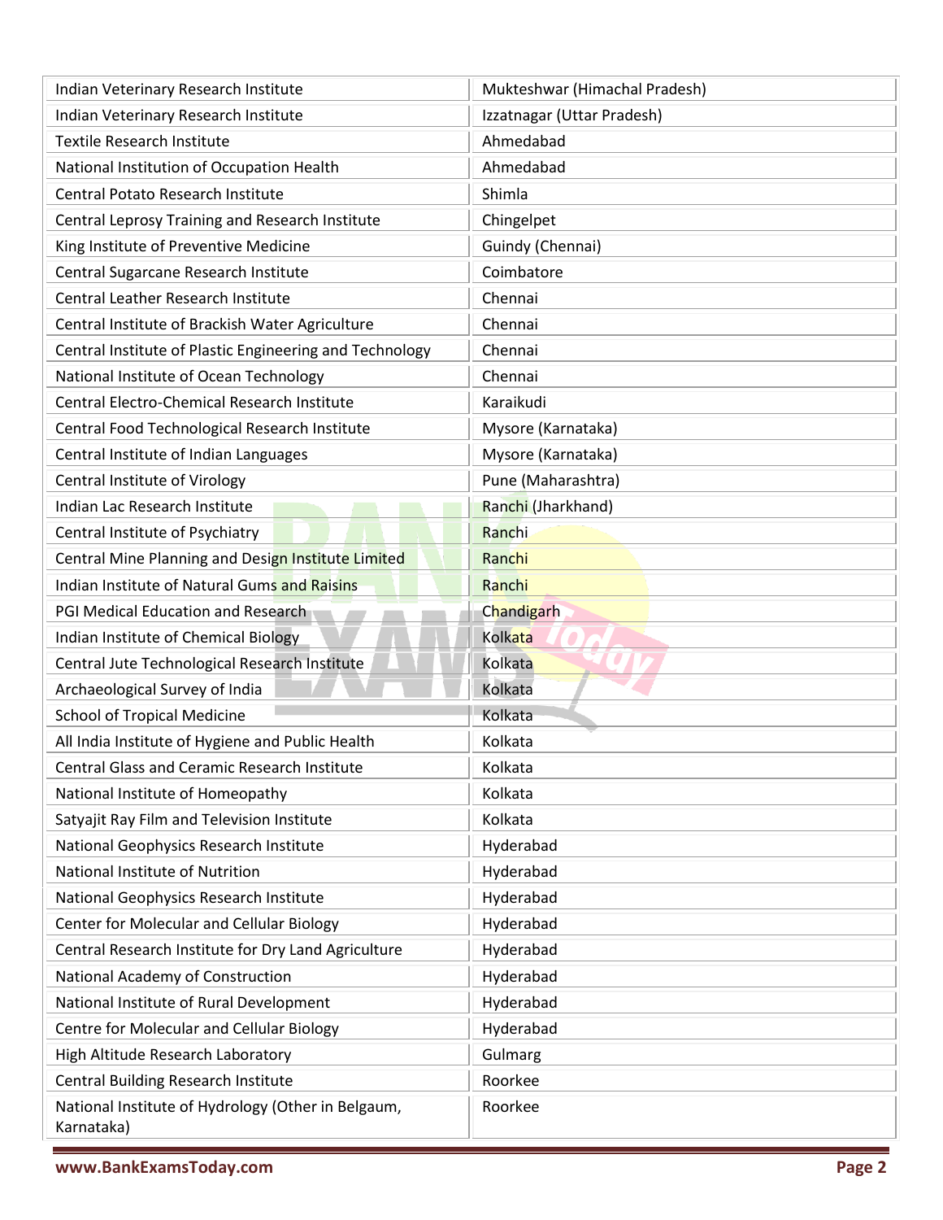| | |
|---|---|
| Indian Veterinary Research Institute | Mukteshwar (Himachal Pradesh) |
| Indian Veterinary Research Institute | Izzatnagar (Uttar Pradesh) |
| Textile Research Institute | Ahmedabad |
| National Institution of Occupation Health | Ahmedabad |
| Central Potato Research Institute | Shimla |
| Central Leprosy Training and Research Institute | Chingelpet |
| King Institute of Preventive Medicine | Guindy (Chennai) |
| Central Sugarcane Research Institute | Coimbatore |
| Central Leather Research Institute | Chennai |
| Central Institute of Brackish Water Agriculture | Chennai |
| Central Institute of Plastic Engineering and Technology | Chennai |
| National Institute of Ocean Technology | Chennai |
| Central Electro-Chemical Research Institute | Karaikudi |
| Central Food Technological Research Institute | Mysore (Karnataka) |
| Central Institute of Indian Languages | Mysore (Karnataka) |
| Central Institute of Virology | Pune (Maharashtra) |
| Indian Lac Research Institute | Ranchi (Jharkhand) |
| Central Institute of Psychiatry | Ranchi |
| Central Mine Planning and Design Institute Limited | Ranchi |
| Indian Institute of Natural Gums and Raisins | Ranchi |
| PGI Medical Education and Research | Chandigarh |
| Indian Institute of Chemical Biology | Kolkata |
| Central Jute Technological Research Institute | Kolkata |
| Archaeological Survey of India | Kolkata |
| School of Tropical Medicine | Kolkata |
| All India Institute of Hygiene and Public Health | Kolkata |
| Central Glass and Ceramic Research Institute | Kolkata |
| National Institute of Homeopathy | Kolkata |
| Satyajit Ray Film and Television Institute | Kolkata |
| National Geophysics Research Institute | Hyderabad |
| National Institute of Nutrition | Hyderabad |
| National Geophysics Research Institute | Hyderabad |
| Center for Molecular and Cellular Biology | Hyderabad |
| Central Research Institute for Dry Land Agriculture | Hyderabad |
| National Academy of Construction | Hyderabad |
| National Institute of Rural Development | Hyderabad |
| Centre for Molecular and Cellular Biology | Hyderabad |
| High Altitude Research Laboratory | Gulmarg |
| Central Building Research Institute | Roorkee |
| National Institute of Hydrology (Other in Belgaum, Karnataka) | Roorkee |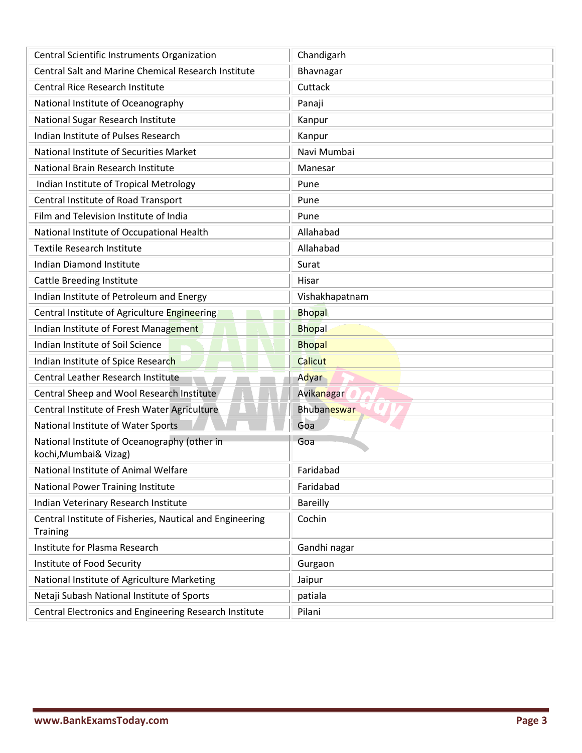| | |
|---|---|
| Central Scientific Instruments Organization | Chandigarh |
| Central Salt and Marine Chemical Research Institute | Bhavnagar |
| Central Rice Research Institute | Cuttack |
| National Institute of Oceanography | Panaji |
| National Sugar Research Institute | Kanpur |
| Indian Institute of Pulses Research | Kanpur |
| National Institute of Securities Market | Navi Mumbai |
| National Brain Research Institute | Manesar |
| Indian Institute of Tropical Metrology | Pune |
| Central Institute of Road Transport | Pune |
| Film and Television Institute of India | Pune |
| National Institute of Occupational Health | Allahabad |
| Textile Research Institute | Allahabad |
| Indian Diamond Institute | Surat |
| Cattle Breeding Institute | Hisar |
| Indian Institute of Petroleum and Energy | Vishakhapatnam |
| Central Institute of Agriculture Engineering | Bhopal |
| Indian Institute of Forest Management | Bhopal |
| Indian Institute of Soil Science | Bhopal |
| Indian Institute of Spice Research | Calicut |
| Central Leather Research Institute | Adyar |
| Central Sheep and Wool Research Institute | Avikanagar |
| Central Institute of Fresh Water Agriculture | Bhubaneswar |
| National Institute of Water Sports | Goa |
| National Institute of Oceanography (other in kochi,Mumbai& Vizag) | Goa |
| National Institute of Animal Welfare | Faridabad |
| National Power Training Institute | Faridabad |
| Indian Veterinary Research Institute | Bareilly |
| Central Institute of Fisheries, Nautical and Engineering Training | Cochin |
| Institute for Plasma Research | Gandhi nagar |
| Institute of Food Security | Gurgaon |
| National Institute of Agriculture Marketing | Jaipur |
| Netaji Subash National Institute of Sports | patiala |
| Central Electronics and Engineering Research Institute | Pilani |